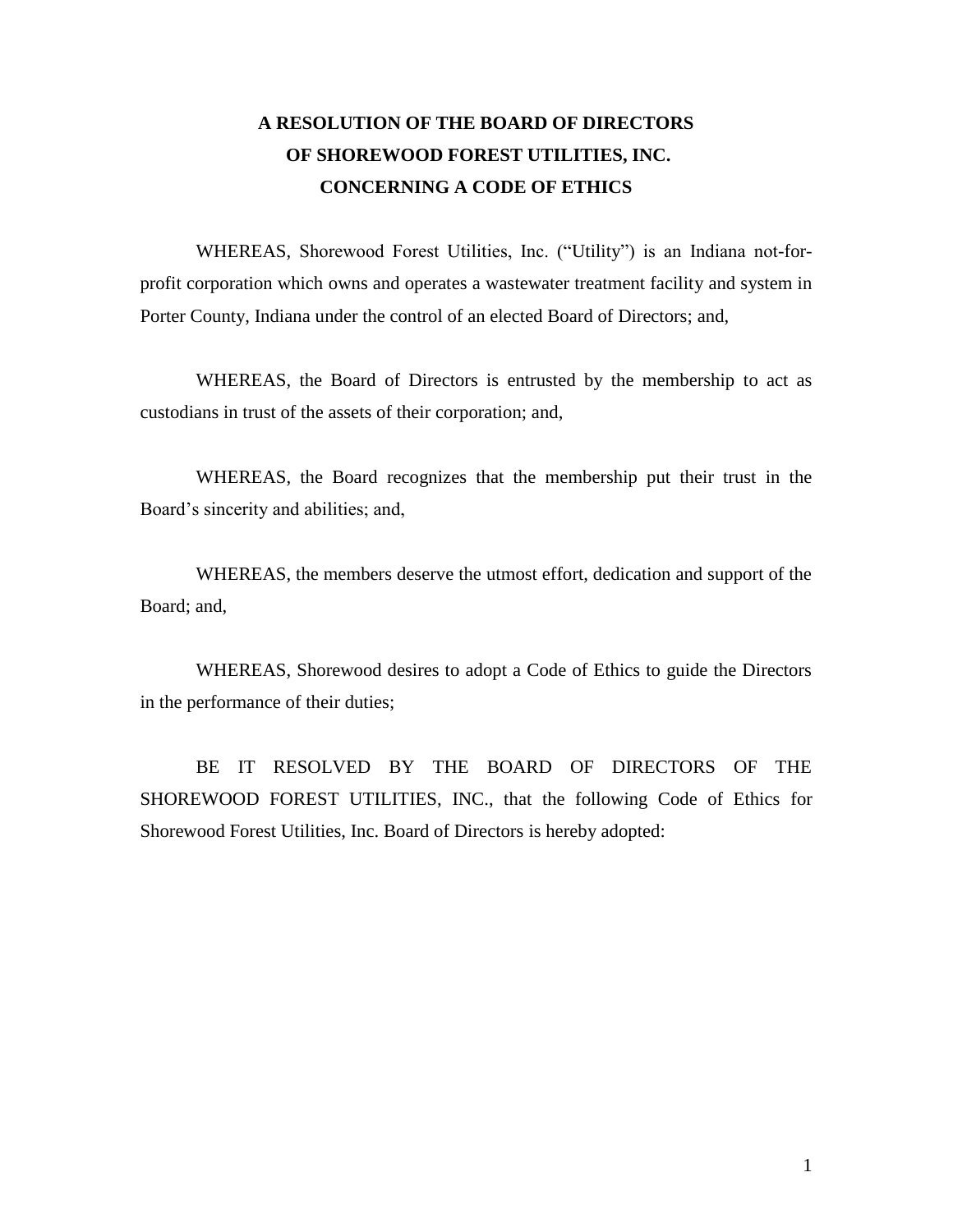# A RESOLUTION OF THE BOARD OF DIRECTORS OF SHOREWOOD FOREST UTILITIES, INC. CONCERNING A CODE OF ETHICS

WHEREAS, Shorewood Forest Utilities, Inc. ("Utility") is an Indiana not-for-profit corporation which owns and operates a wastewater treatment facility and system in Porter County, Indiana under the control of an elected Board of Directors; and,

WHEREAS, the Board of Directors is entrusted by the membership to act as custodians in trust of the assets of their corporation; and,

WHEREAS, the Board recognizes that the membership put their trust in the Board's sincerity and abilities; and,

WHEREAS, the members deserve the utmost effort, dedication and support of the Board; and,

WHEREAS, Shorewood desires to adopt a Code of Ethics to guide the Directors in the performance of their duties;

BE IT RESOLVED BY THE BOARD OF DIRECTORS OF THE SHOREWOOD FOREST UTILITIES, INC., that the following Code of Ethics for Shorewood Forest Utilities, Inc. Board of Directors is hereby adopted: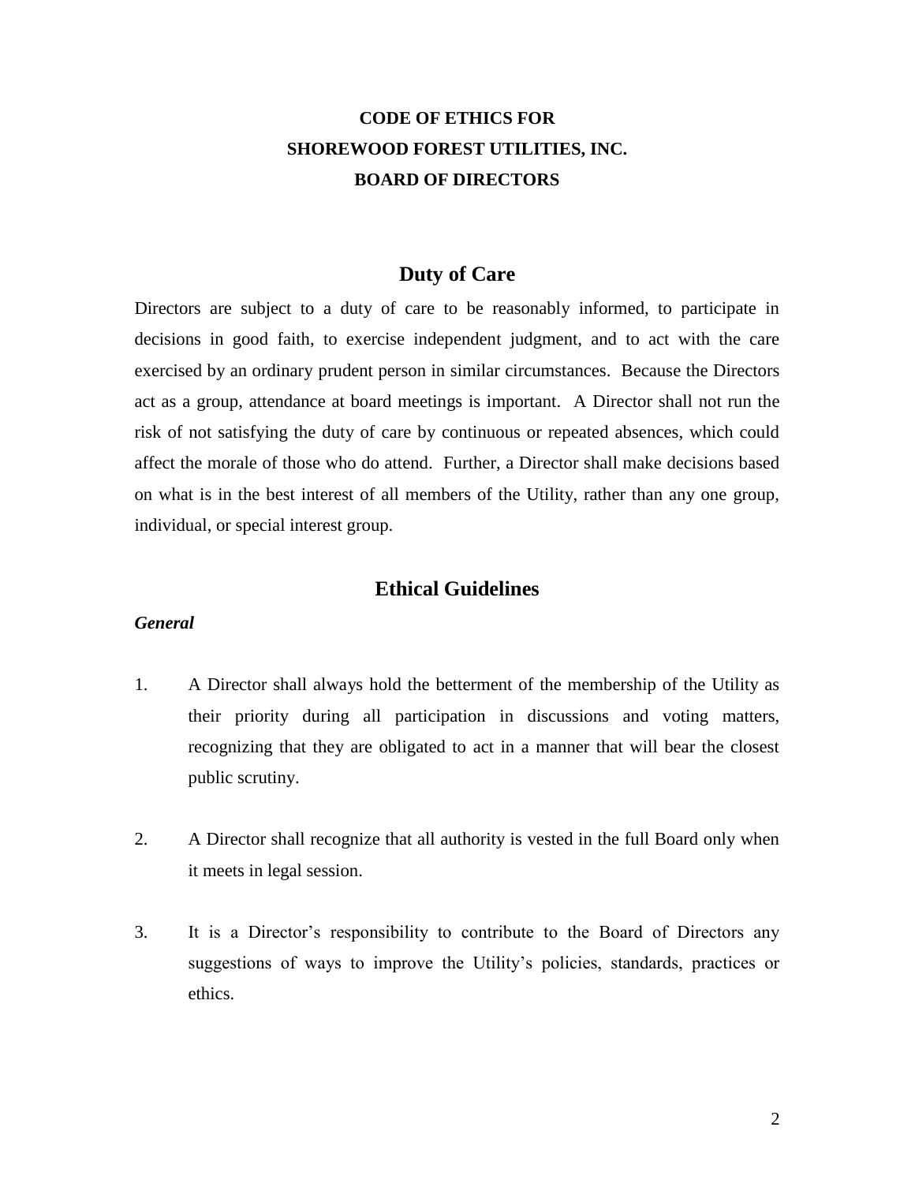# CODE OF ETHICS FOR SHOREWOOD FOREST UTILITIES, INC. BOARD OF DIRECTORS

## Duty of Care

Directors are subject to a duty of care to be reasonably informed, to participate in decisions in good faith, to exercise independent judgment, and to act with the care exercised by an ordinary prudent person in similar circumstances. Because the Directors act as a group, attendance at board meetings is important. A Director shall not run the risk of not satisfying the duty of care by continuous or repeated absences, which could affect the morale of those who do attend. Further, a Director shall make decisions based on what is in the best interest of all members of the Utility, rather than any one group, individual, or special interest group.

## Ethical Guidelines

### *General*

1. A Director shall always hold the betterment of the membership of the Utility as their priority during all participation in discussions and voting matters, recognizing that they are obligated to act in a manner that will bear the closest public scrutiny.

2. A Director shall recognize that all authority is vested in the full Board only when it meets in legal session.

3. It is a Director's responsibility to contribute to the Board of Directors any suggestions of ways to improve the Utility's policies, standards, practices or ethics.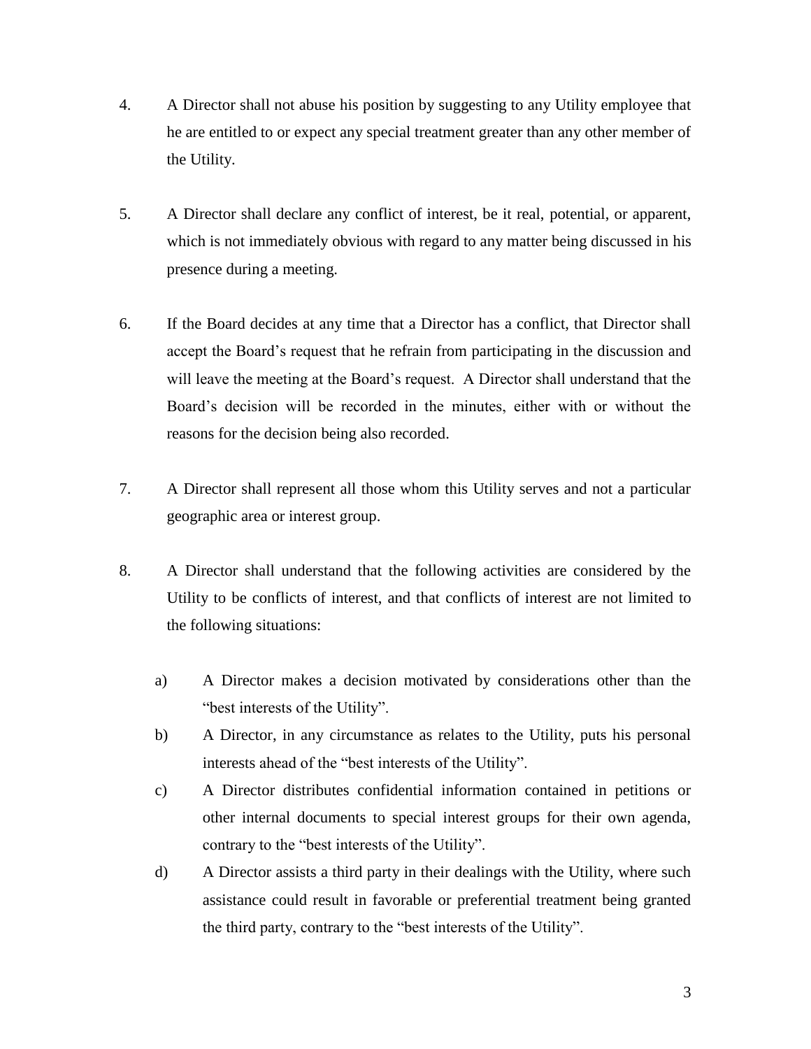4. A Director shall not abuse his position by suggesting to any Utility employee that he are entitled to or expect any special treatment greater than any other member of the Utility.

5. A Director shall declare any conflict of interest, be it real, potential, or apparent, which is not immediately obvious with regard to any matter being discussed in his presence during a meeting.

6. If the Board decides at any time that a Director has a conflict, that Director shall accept the Board's request that he refrain from participating in the discussion and will leave the meeting at the Board's request. A Director shall understand that the Board's decision will be recorded in the minutes, either with or without the reasons for the decision being also recorded.

7. A Director shall represent all those whom this Utility serves and not a particular geographic area or interest group.

8. A Director shall understand that the following activities are considered by the Utility to be conflicts of interest, and that conflicts of interest are not limited to the following situations:

   a) A Director makes a decision motivated by considerations other than the "best interests of the Utility".

   b) A Director, in any circumstance as relates to the Utility, puts his personal interests ahead of the "best interests of the Utility".

   c) A Director distributes confidential information contained in petitions or other internal documents to special interest groups for their own agenda, contrary to the "best interests of the Utility".

   d) A Director assists a third party in their dealings with the Utility, where such assistance could result in favorable or preferential treatment being granted the third party, contrary to the "best interests of the Utility".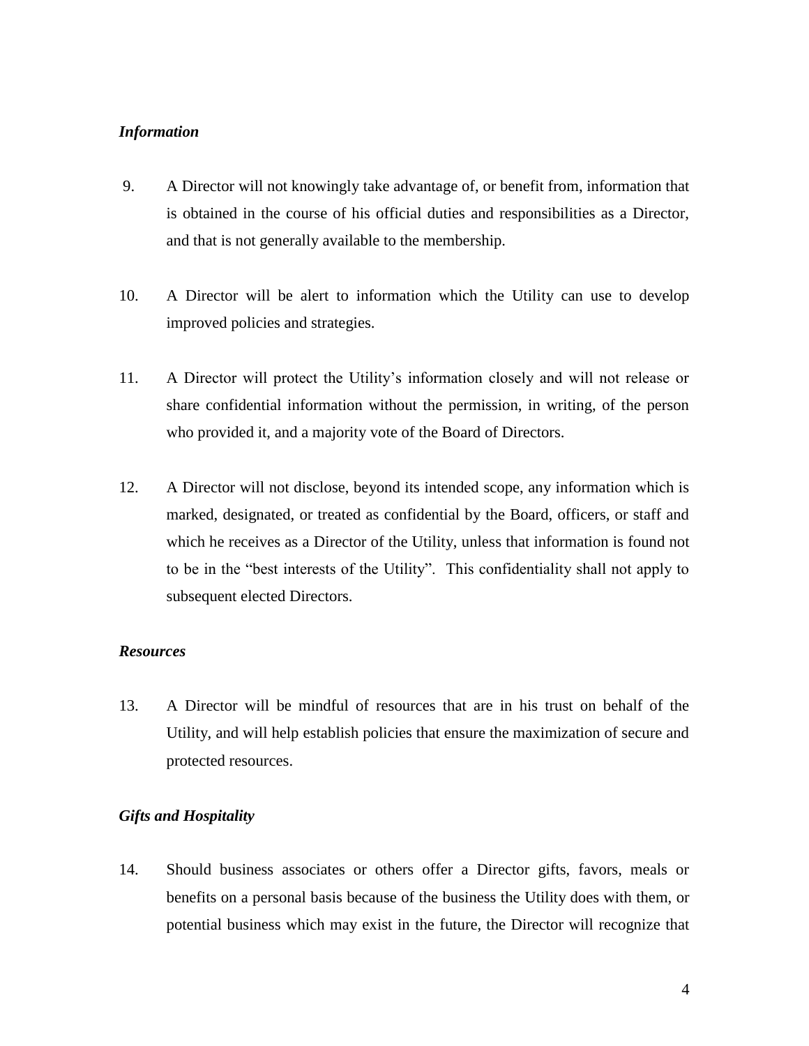### *Information*

9. A Director will not knowingly take advantage of, or benefit from, information that is obtained in the course of his official duties and responsibilities as a Director, and that is not generally available to the membership.

10. A Director will be alert to information which the Utility can use to develop improved policies and strategies.

11. A Director will protect the Utility's information closely and will not release or share confidential information without the permission, in writing, of the person who provided it, and a majority vote of the Board of Directors.

12. A Director will not disclose, beyond its intended scope, any information which is marked, designated, or treated as confidential by the Board, officers, or staff and which he receives as a Director of the Utility, unless that information is found not to be in the "best interests of the Utility". This confidentiality shall not apply to subsequent elected Directors.

### *Resources*

13. A Director will be mindful of resources that are in his trust on behalf of the Utility, and will help establish policies that ensure the maximization of secure and protected resources.

### *Gifts and Hospitality*

14. Should business associates or others offer a Director gifts, favors, meals or benefits on a personal basis because of the business the Utility does with them, or potential business which may exist in the future, the Director will recognize that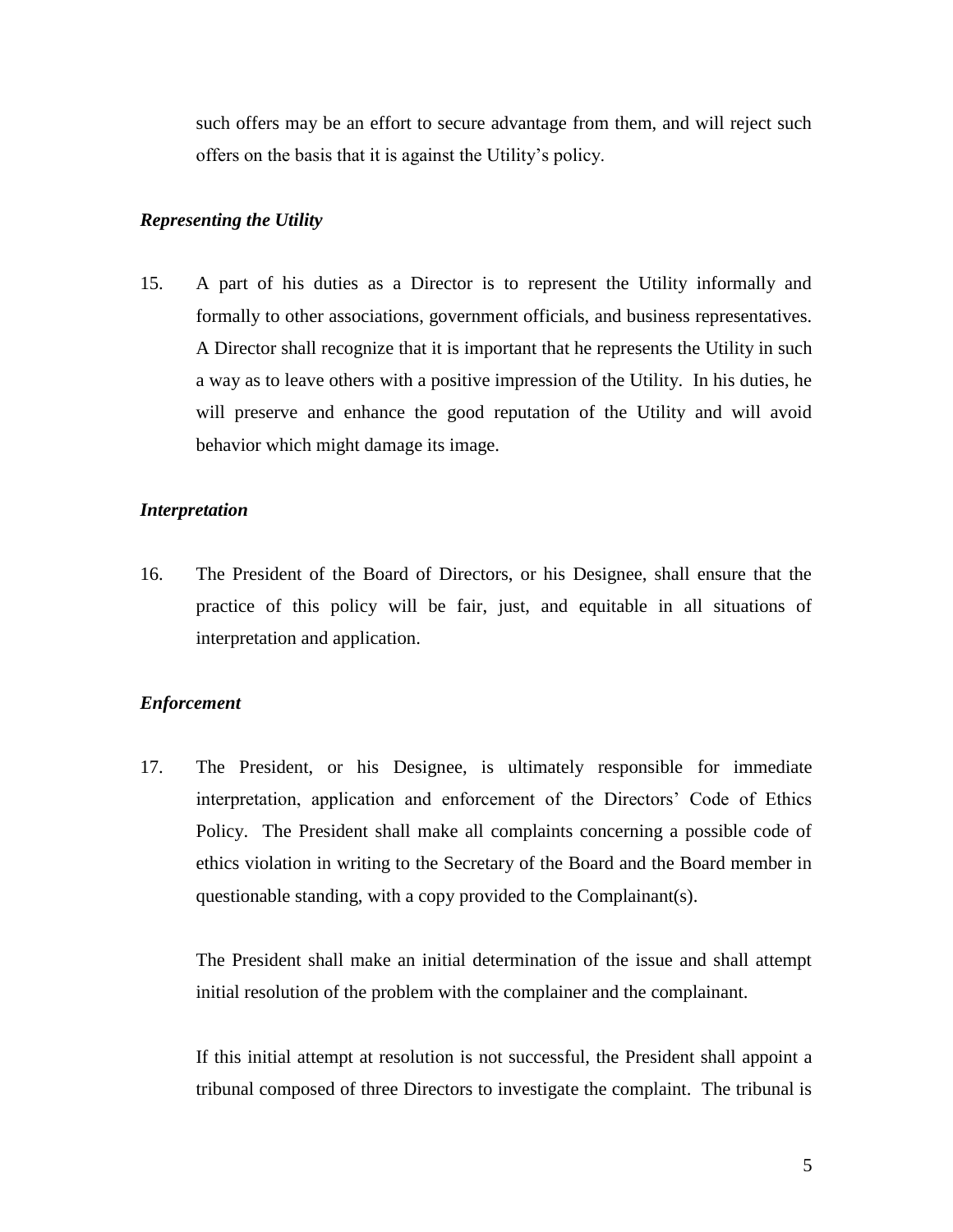such offers may be an effort to secure advantage from them, and will reject such offers on the basis that it is against the Utility's policy.

### *Representing the Utility*

15. A part of his duties as a Director is to represent the Utility informally and formally to other associations, government officials, and business representatives. A Director shall recognize that it is important that he represents the Utility in such a way as to leave others with a positive impression of the Utility. In his duties, he will preserve and enhance the good reputation of the Utility and will avoid behavior which might damage its image.

### *Interpretation*

16. The President of the Board of Directors, or his Designee, shall ensure that the practice of this policy will be fair, just, and equitable in all situations of interpretation and application.

### *Enforcement*

17. The President, or his Designee, is ultimately responsible for immediate interpretation, application and enforcement of the Directors' Code of Ethics Policy. The President shall make all complaints concerning a possible code of ethics violation in writing to the Secretary of the Board and the Board member in questionable standing, with a copy provided to the Complainant(s).

    The President shall make an initial determination of the issue and shall attempt initial resolution of the problem with the complainer and the complainant.

    If this initial attempt at resolution is not successful, the President shall appoint a tribunal composed of three Directors to investigate the complaint. The tribunal is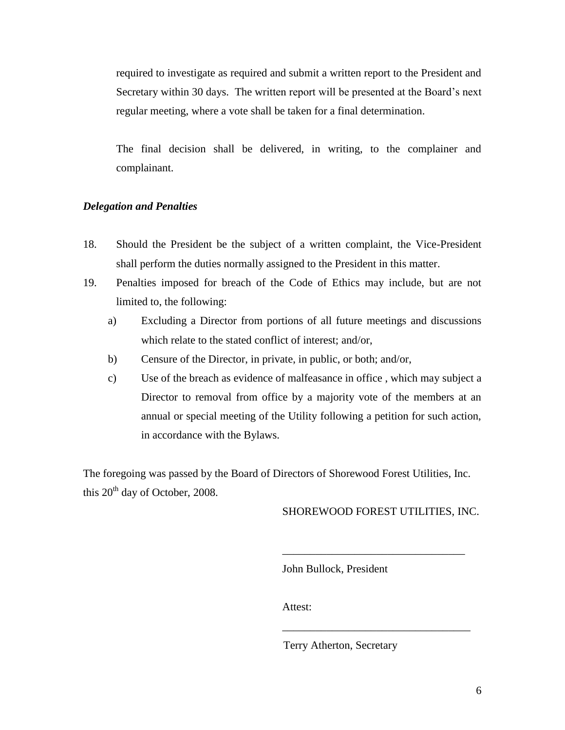required to investigate as required and submit a written report to the President and Secretary within 30 days. The written report will be presented at the Board's next regular meeting, where a vote shall be taken for a final determination.

The final decision shall be delivered, in writing, to the complainer and complainant.

***Delegation and Penalties***

18. Should the President be the subject of a written complaint, the Vice-President shall perform the duties normally assigned to the President in this matter.
19. Penalties imposed for breach of the Code of Ethics may include, but are not limited to, the following:
    a) Excluding a Director from portions of all future meetings and discussions which relate to the stated conflict of interest; and/or,
    b) Censure of the Director, in private, in public, or both; and/or,
    c) Use of the breach as evidence of malfeasance in office , which may subject a Director to removal from office by a majority vote of the members at an annual or special meeting of the Utility following a petition for such action, in accordance with the Bylaws.

The foregoing was passed by the Board of Directors of Shorewood Forest Utilities, Inc. this 20th day of October, 2008.

SHOREWOOD FOREST UTILITIES, INC.

\_\_\_\_\_\_\_\_\_\_\_\_\_\_\_\_\_\_\_\_\_\_\_\_\_\_\_\_\_\_\_\_

John Bullock, President

Attest:

\_\_\_\_\_\_\_\_\_\_\_\_\_\_\_\_\_\_\_\_\_\_\_\_\_\_\_\_\_\_\_\_

Terry Atherton, Secretary